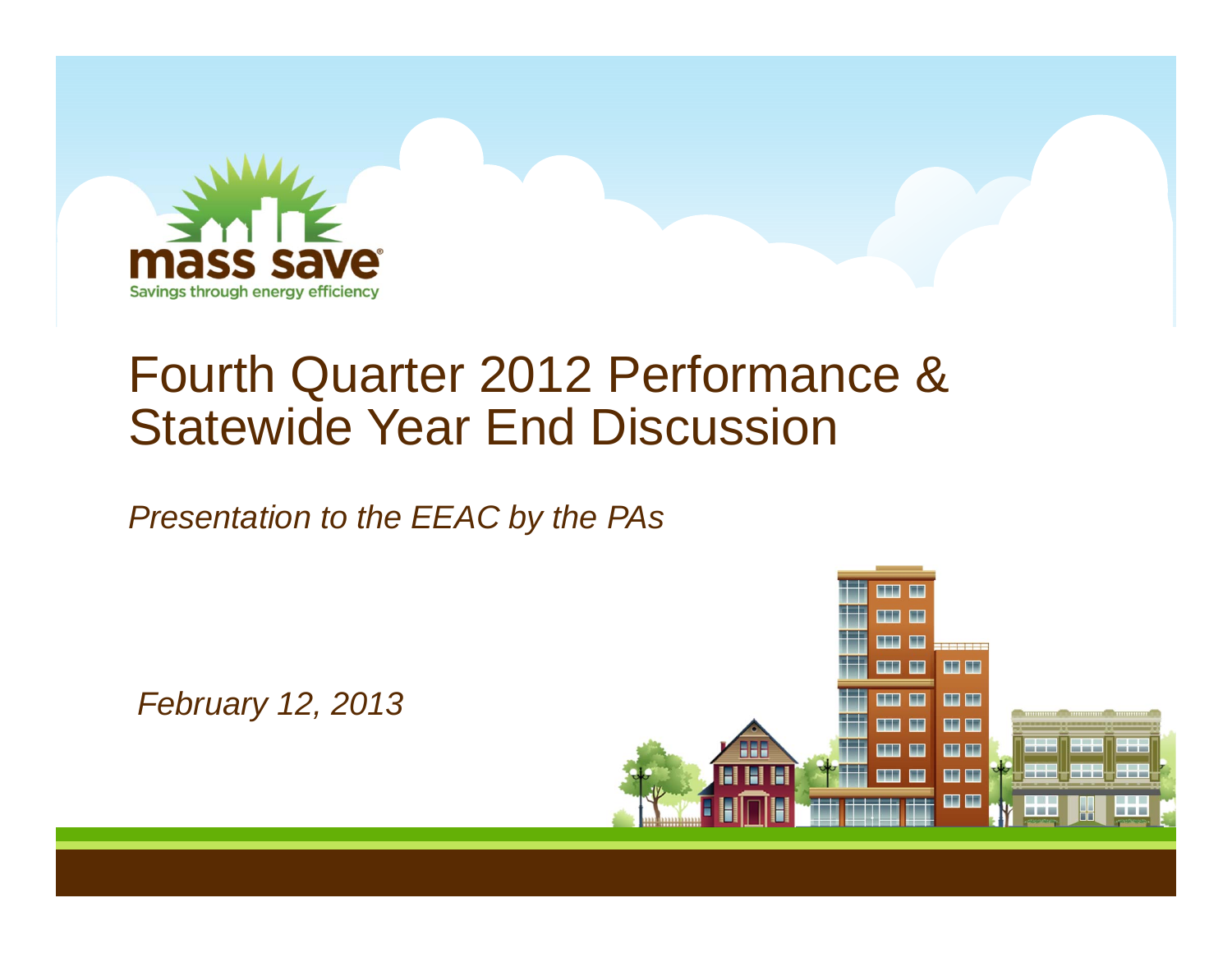mass save

Savings through energy efficiency

# Fourth Quarter 2012 Performance & Statewide Year End Discussion

*Presentation to the EEAC by the PAs*

*February 12, 2013*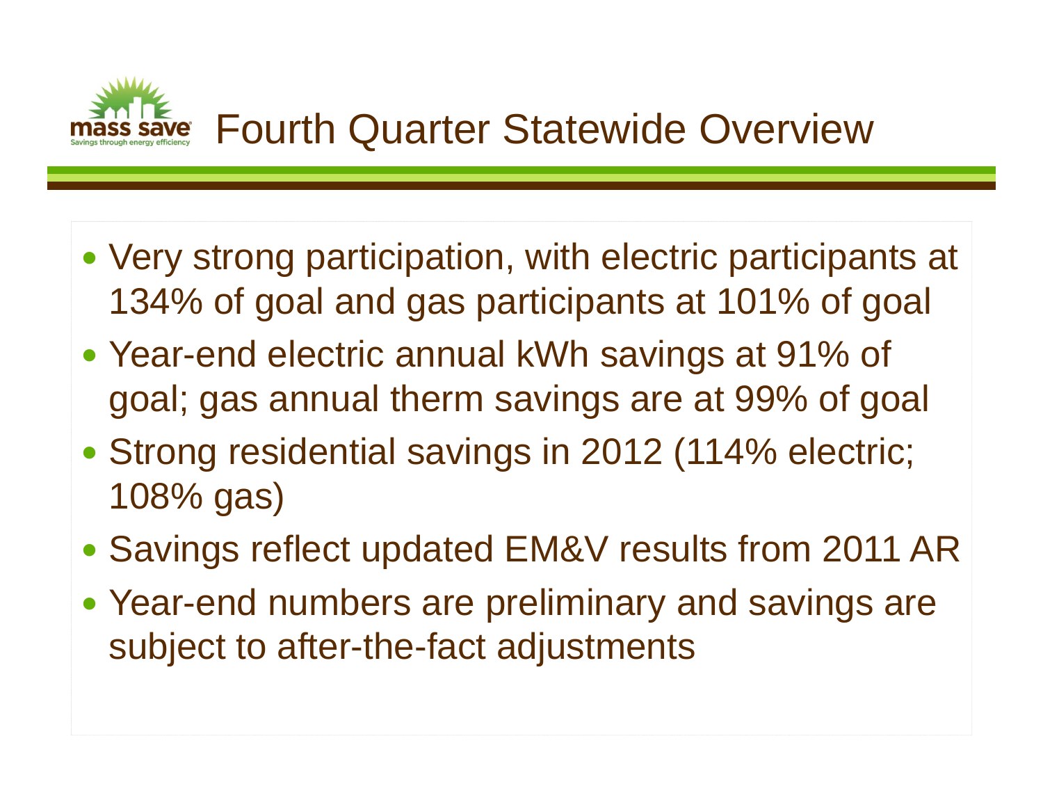# Fourth Quarter Statewide Overview

- Very strong participation, with electric participants at 134% of goal and gas participants at 101% of goal
- Year-end electric annual kWh savings at 91% of goal; gas annual therm savings are at 99% of goal
- Strong residential savings in 2012 (114% electric; 108% gas)
- Savings reflect updated EM&V results from 2011 AR
- Year-end numbers are preliminary and savings are subject to after-the-fact adjustments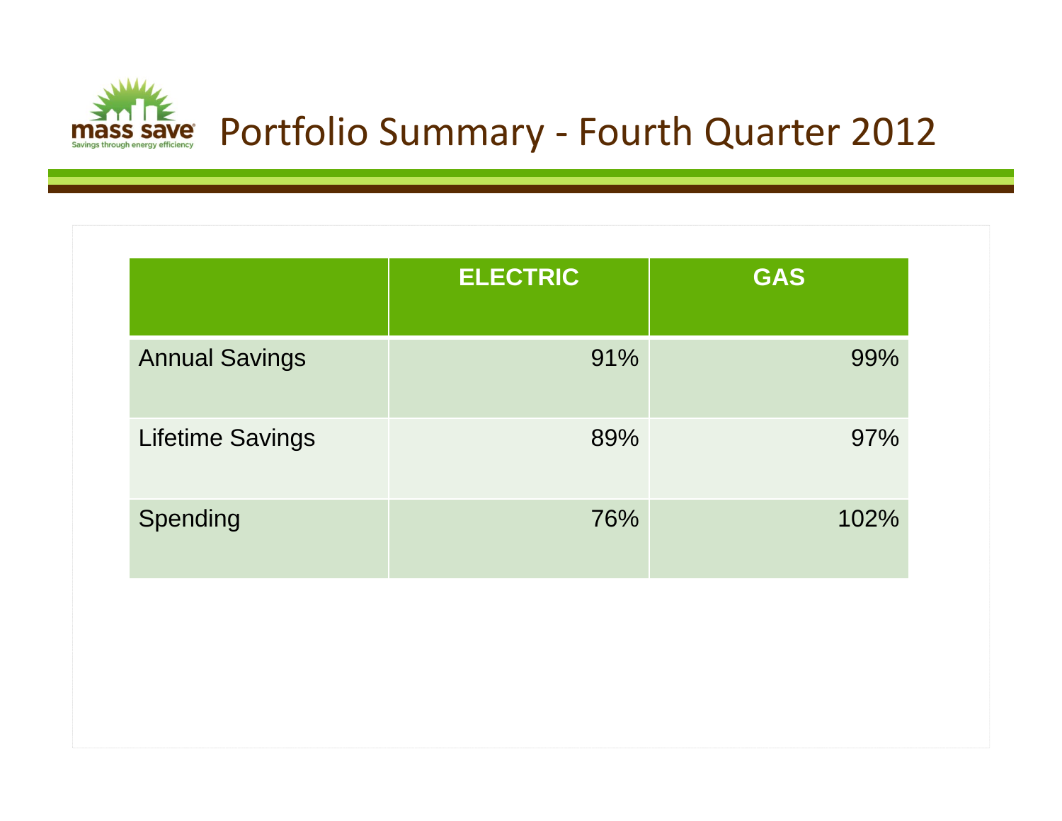# Portfolio Summary - Fourth Quarter 2012

| | ELECTRIC | GAS |
|---|---|---|
| Annual Savings | 91% | 99% |
| Lifetime Savings | 89% | 97% |
| Spending | 76% | 102% |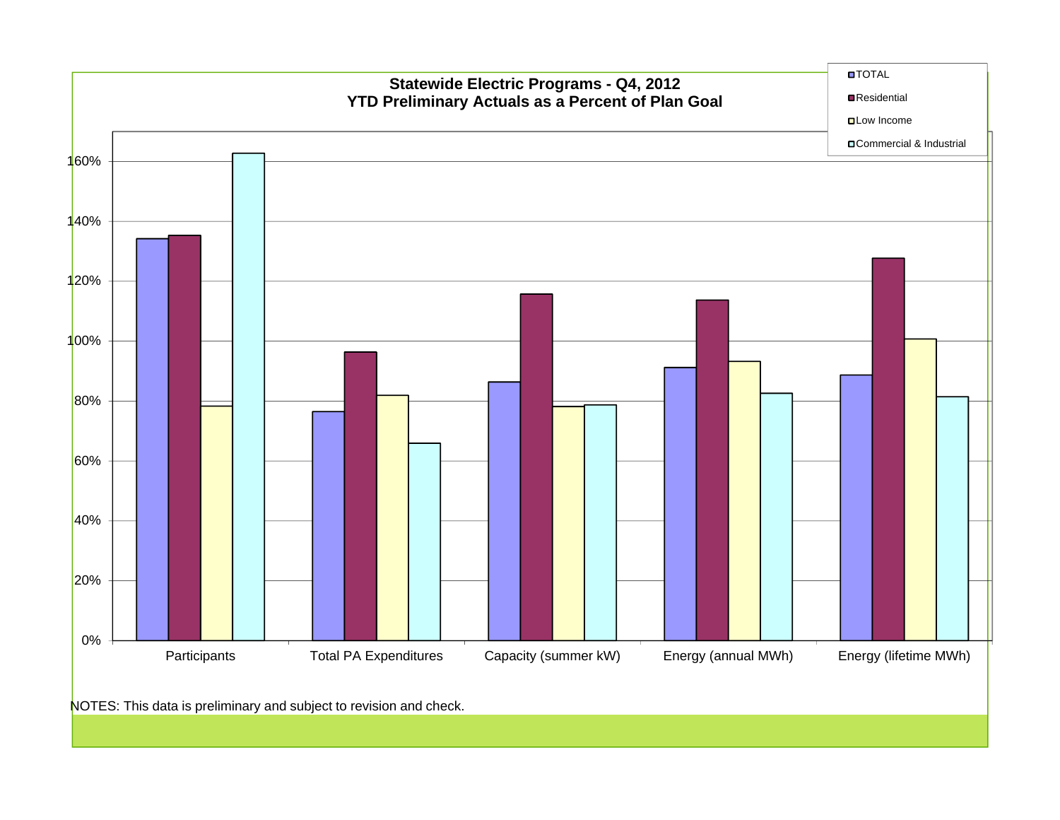**Statewide Electric Programs - Q4, 2012**
**YTD Preliminary Actuals as a Percent of Plan Goal**

- TOTAL
- Residential
- Low Income
- Commercial & Industrial

160%
140%
120%
100%
80%
60%
40%
20%
0%

Participants | Total PA Expenditures | Capacity (summer kW) | Energy (annual MWh) | Energy (lifetime MWh)

NOTES: This data is preliminary and subject to revision and check.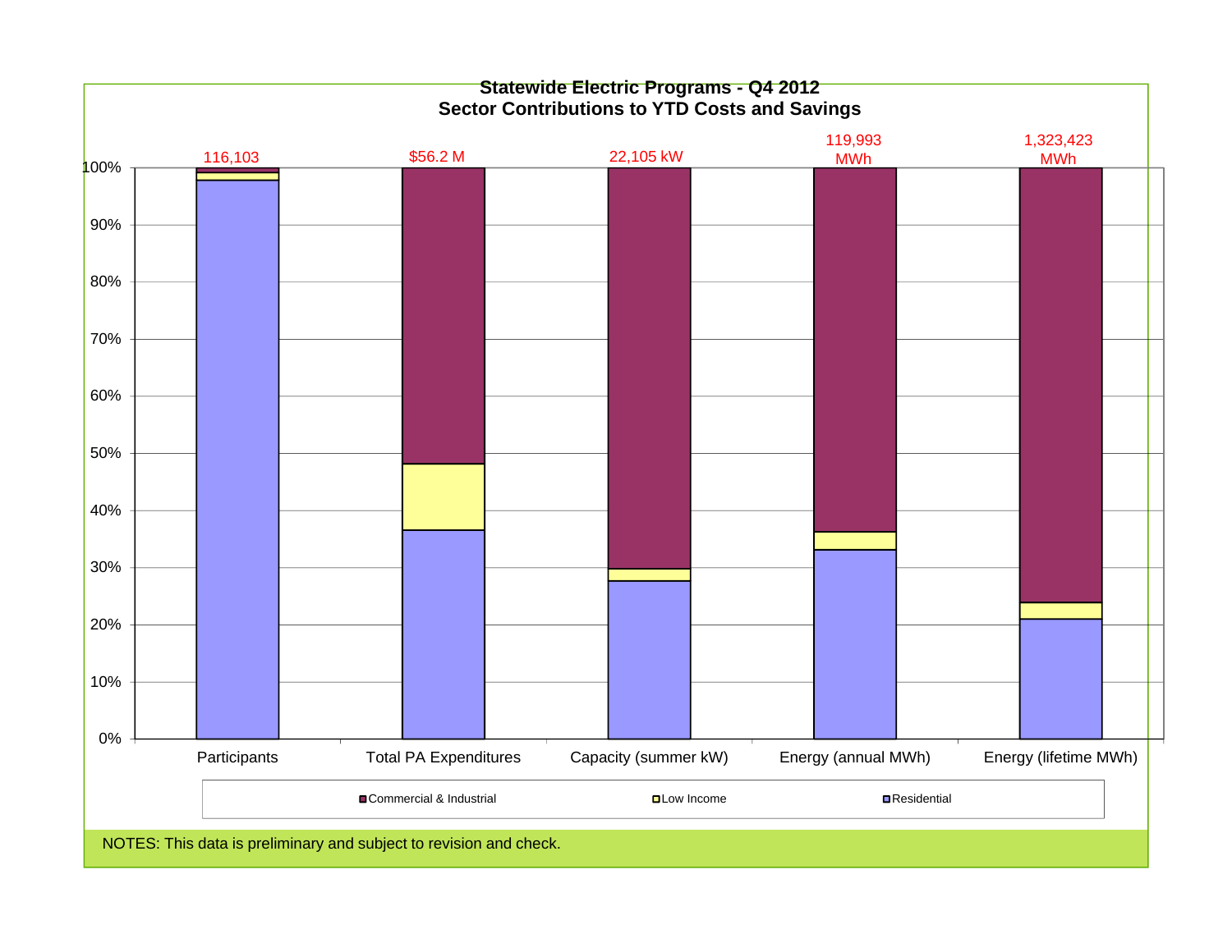## Statewide Electric Programs - Q4 2012
## Sector Contributions to YTD Costs and Savings

| | Participants | Total PA Expenditures | Capacity (summer kW) | Energy (annual MWh) | Energy (lifetime MWh) |
|---|---|---|---|---|---|
| Total | 116,103 | $56.2 M | 22,105 kW | 119,993 MWh | 1,323,423 MWh |

Legend: Commercial & Industrial, Low Income, Residential

NOTES: This data is preliminary and subject to revision and check.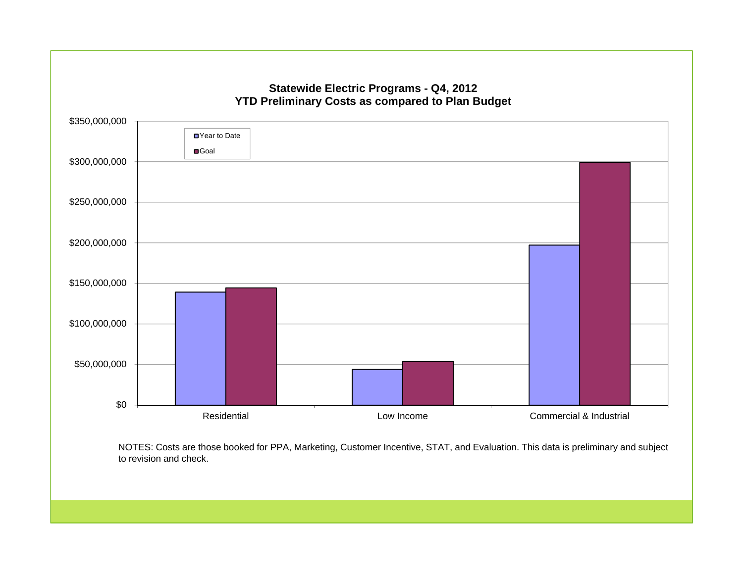## Statewide Electric Programs - Q4, 2012
## YTD Preliminary Costs as compared to Plan Budget

NOTES: Costs are those booked for PPA, Marketing, Customer Incentive, STAT, and Evaluation. This data is preliminary and subject to revision and check.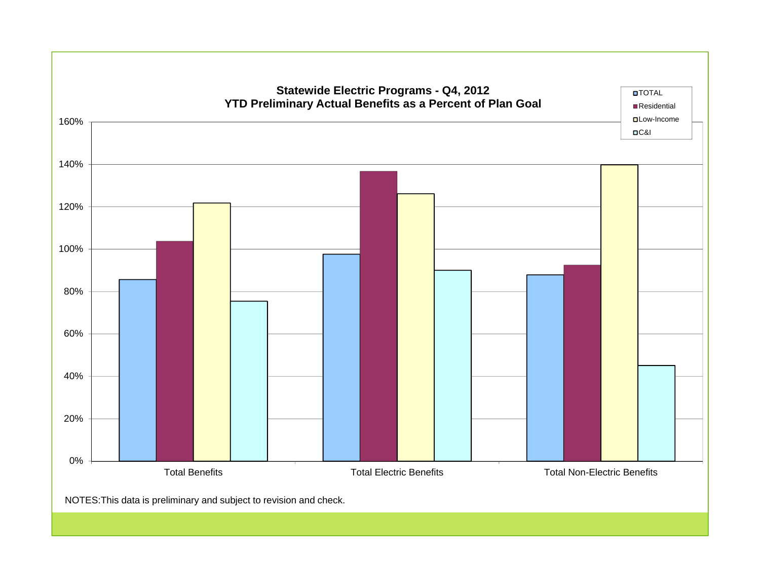**Statewide Electric Programs - Q4, 2012**
**YTD Preliminary Actual Benefits as a Percent of Plan Goal**

| | TOTAL | Residential | Low-Income | C&I |
|---|---|---|---|---|
| Total Benefits | ~86% | ~104% | ~122% | ~75% |
| Total Electric Benefits | ~98% | ~137% | ~126% | ~90% |
| Total Non-Electric Benefits | ~88% | ~92% | ~140% | ~45% |

NOTES:This data is preliminary and subject to revision and check.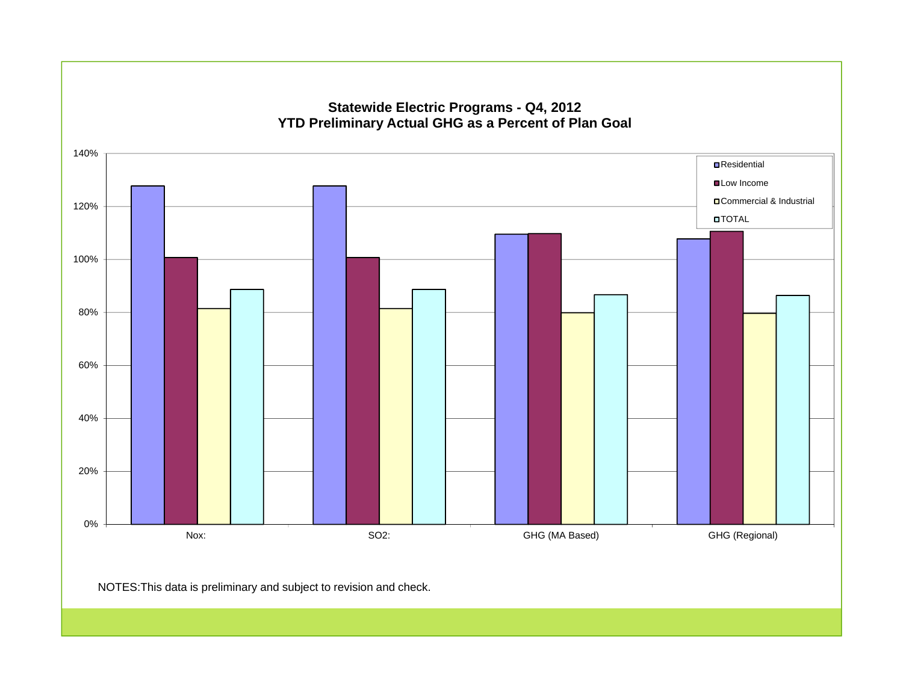## Statewide Electric Programs - Q4, 2012
## YTD Preliminary Actual GHG as a Percent of Plan Goal

NOTES:This data is preliminary and subject to revision and check.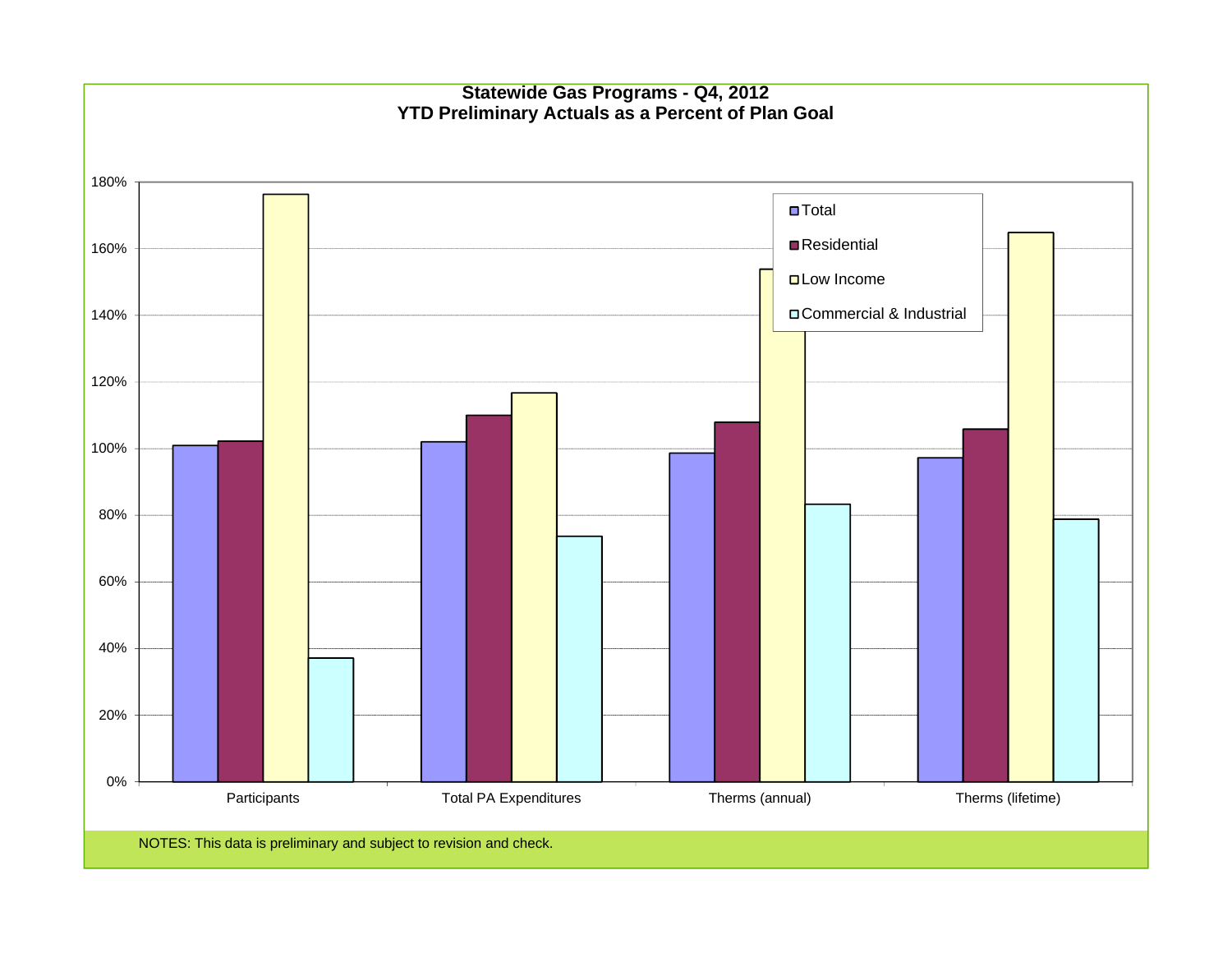# Statewide Gas Programs - Q4, 2012
## YTD Preliminary Actuals as a Percent of Plan Goal

180%
160%
140%
120%
100%
80%
60%
40%
20%
0%

Total
Residential
Low Income
Commercial & Industrial

Participants | Total PA Expenditures | Therms (annual) | Therms (lifetime)

NOTES: This data is preliminary and subject to revision and check.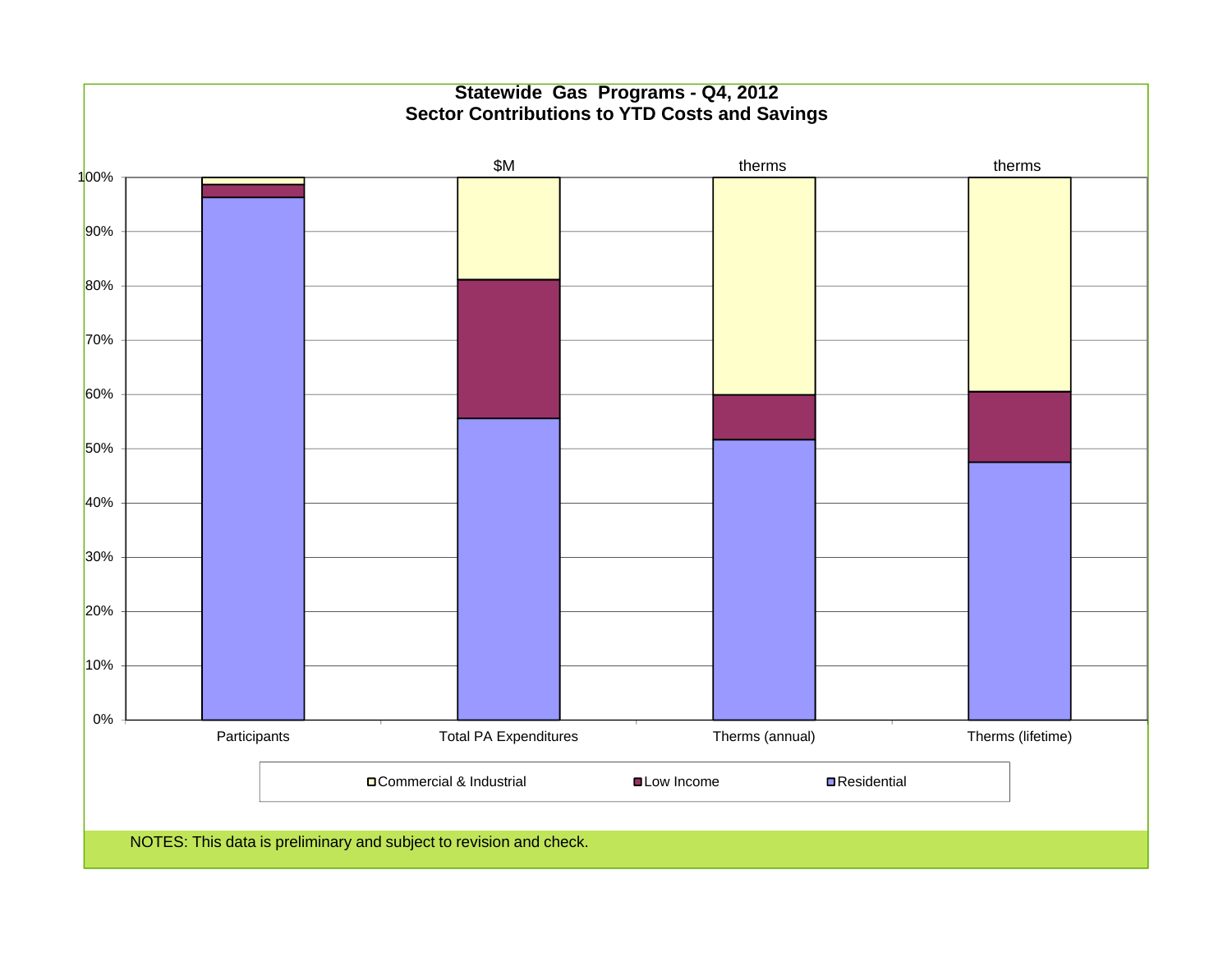**Statewide Gas Programs - Q4, 2012**
**Sector Contributions to YTD Costs and Savings**

| | Participants | Total PA Expenditures ($M) | Therms (annual) (therms) | Therms (lifetime) (therms) |
|---|---|---|---|---|

Legend: Commercial & Industrial, Low Income, Residential

Y-axis: 0%, 10%, 20%, 30%, 40%, 50%, 60%, 70%, 80%, 90%, 100%

NOTES: This data is preliminary and subject to revision and check.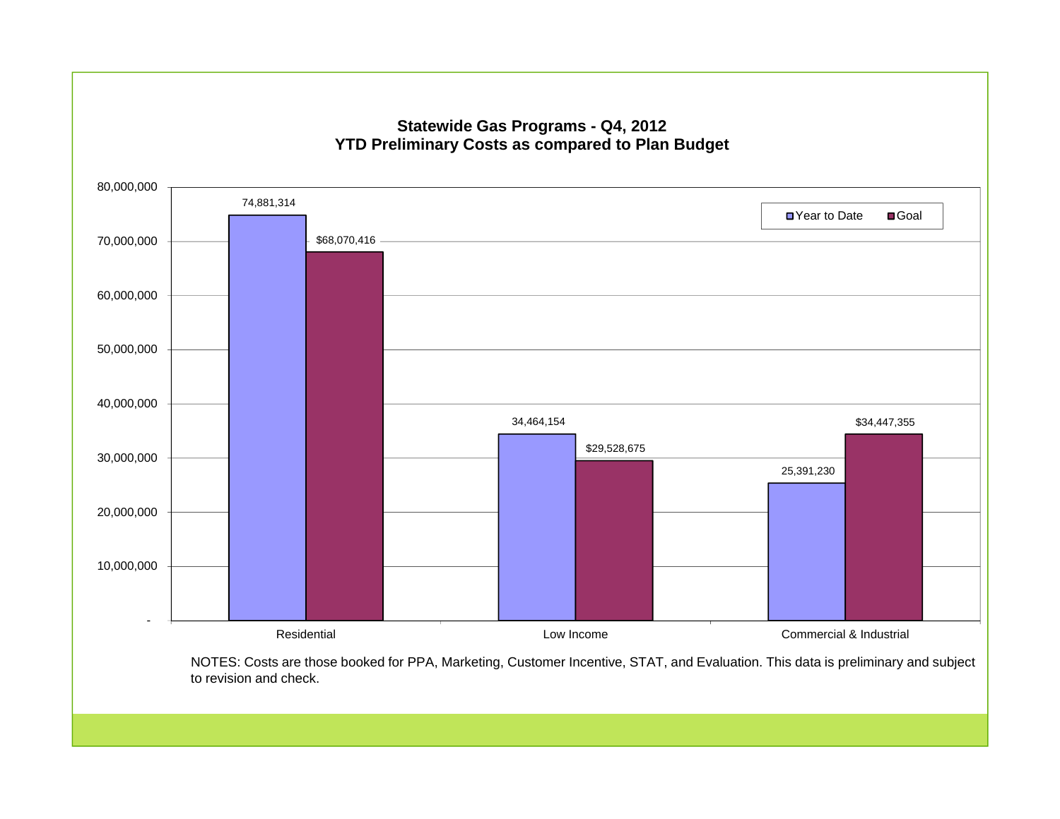## Statewide Gas Programs - Q4, 2012
## YTD Preliminary Costs as compared to Plan Budget

| Category | Year to Date | Goal |
|---|---|---|
| Residential | 74,881,314 | $68,070,416 |
| Low Income | 34,464,154 | $29,528,675 |
| Commercial & Industrial | 25,391,230 | $34,447,355 |

NOTES: Costs are those booked for PPA, Marketing, Customer Incentive, STAT, and Evaluation. This data is preliminary and subject to revision and check.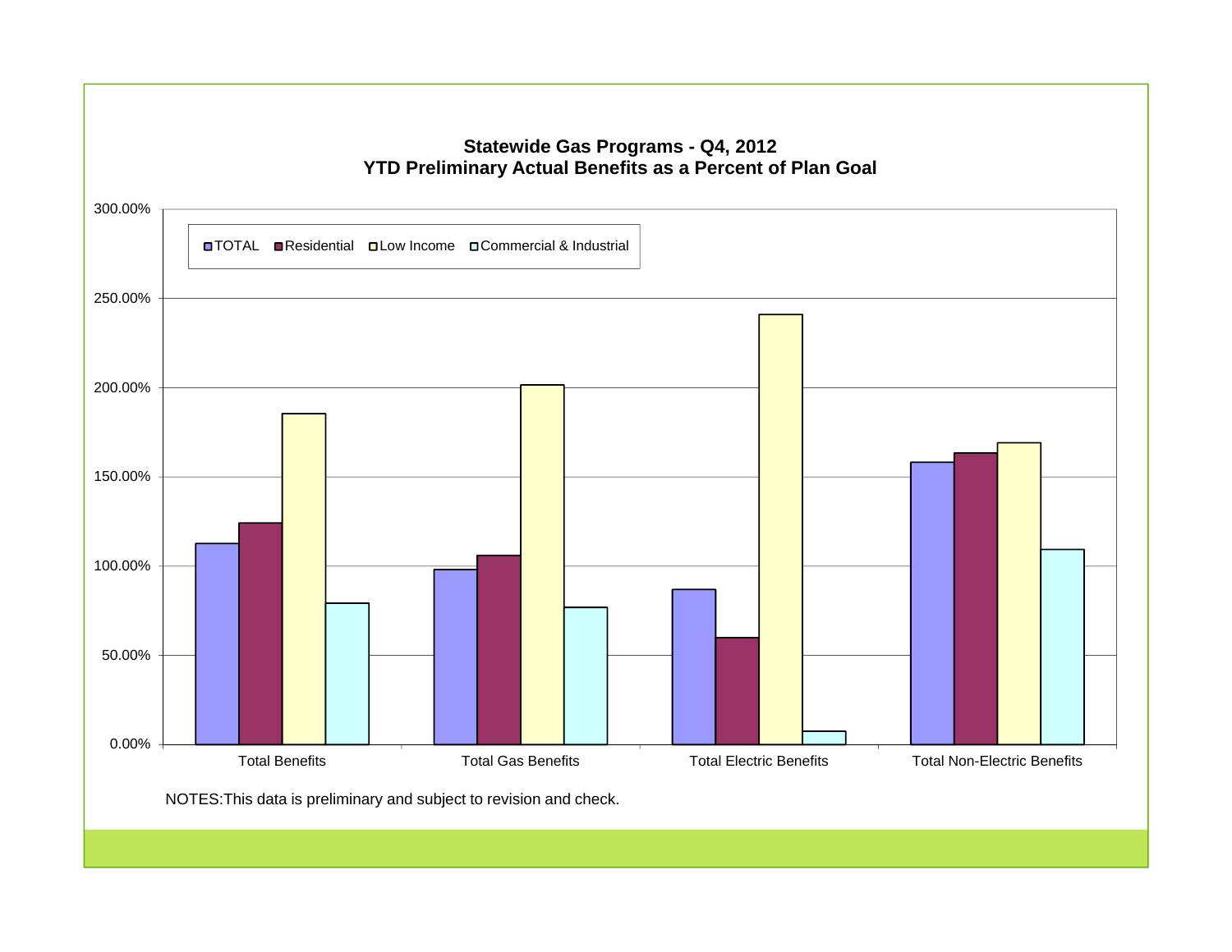**Statewide Gas Programs - Q4, 2012**
**YTD Preliminary Actual Benefits as a Percent of Plan Goal**

300.00%
250.00%
200.00%
150.00%
100.00%
50.00%
0.00%

TOTAL | Residential | Low Income | Commercial & Industrial

Total Benefits | Total Gas Benefits | Total Electric Benefits | Total Non-Electric Benefits

NOTES:This data is preliminary and subject to revision and check.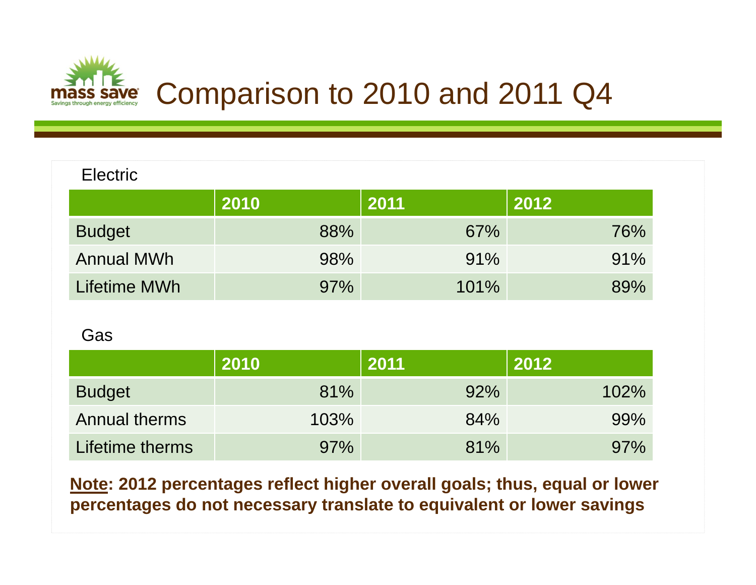# Comparison to 2010 and 2011 Q4

Electric

| | 2010 | 2011 | 2012 |
|---|---|---|---|
| Budget | 88% | 67% | 76% |
| Annual MWh | 98% | 91% | 91% |
| Lifetime MWh | 97% | 101% | 89% |

Gas

| | 2010 | 2011 | 2012 |
|---|---|---|---|
| Budget | 81% | 92% | 102% |
| Annual therms | 103% | 84% | 99% |
| Lifetime therms | 97% | 81% | 97% |

**Note: 2012 percentages reflect higher overall goals; thus, equal or lower percentages do not necessary translate to equivalent or lower savings**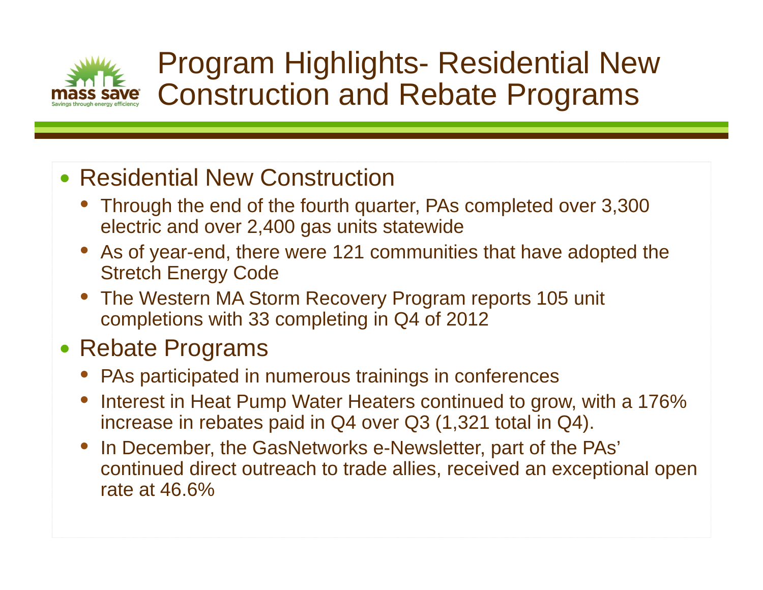# Program Highlights- Residential New Construction and Rebate Programs

- Residential New Construction
  - Through the end of the fourth quarter, PAs completed over 3,300 electric and over 2,400 gas units statewide
  - As of year-end, there were 121 communities that have adopted the Stretch Energy Code
  - The Western MA Storm Recovery Program reports 105 unit completions with 33 completing in Q4 of 2012
- Rebate Programs
  - PAs participated in numerous trainings in conferences
  - Interest in Heat Pump Water Heaters continued to grow, with a 176% increase in rebates paid in Q4 over Q3 (1,321 total in Q4).
  - In December, the GasNetworks e-Newsletter, part of the PAs' continued direct outreach to trade allies, received an exceptional open rate at 46.6%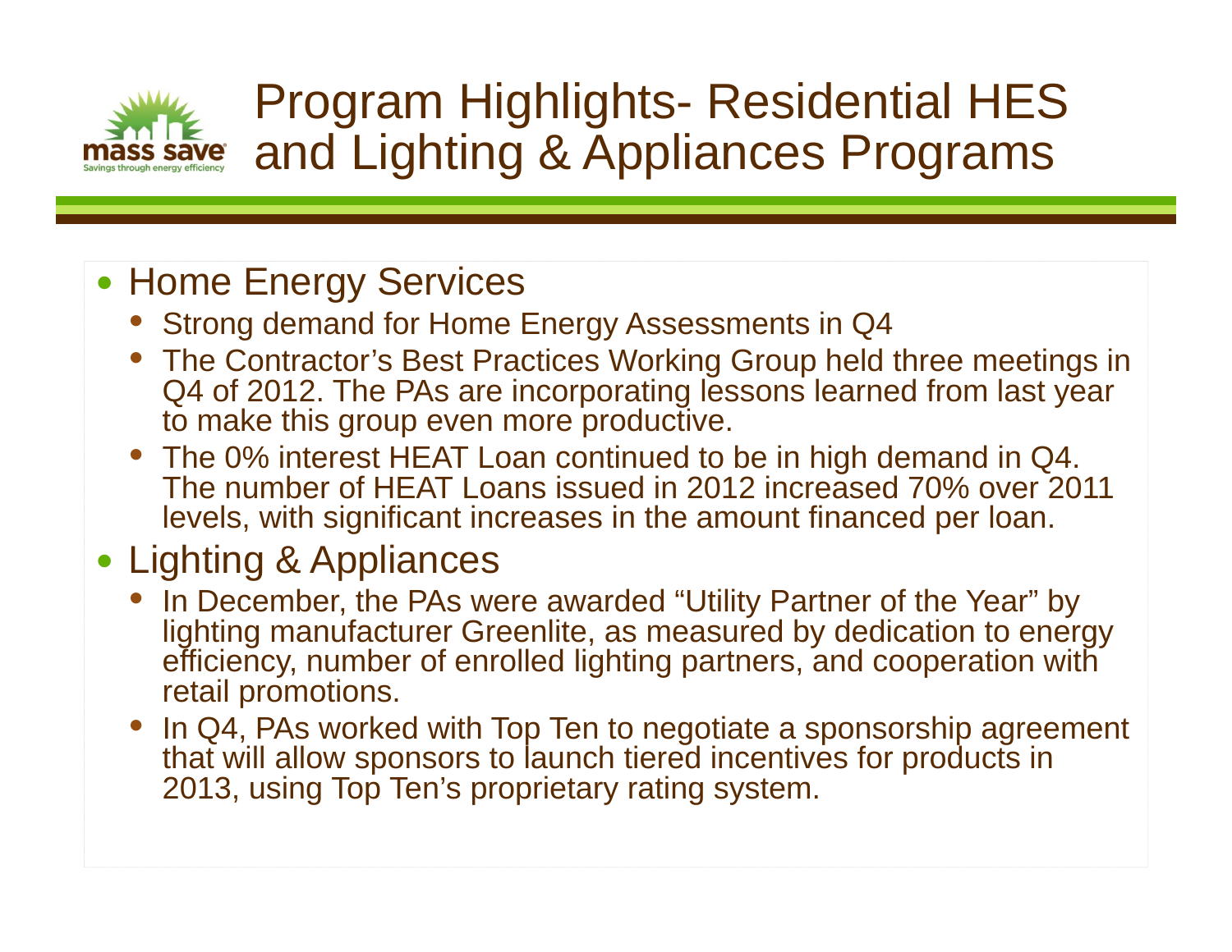# Program Highlights- Residential HES and Lighting & Appliances Programs

- Home Energy Services
  - Strong demand for Home Energy Assessments in Q4
  - The Contractor's Best Practices Working Group held three meetings in Q4 of 2012. The PAs are incorporating lessons learned from last year to make this group even more productive.
  - The 0% interest HEAT Loan continued to be in high demand in Q4. The number of HEAT Loans issued in 2012 increased 70% over 2011 levels, with significant increases in the amount financed per loan.
- Lighting & Appliances
  - In December, the PAs were awarded "Utility Partner of the Year" by lighting manufacturer Greenlite, as measured by dedication to energy efficiency, number of enrolled lighting partners, and cooperation with retail promotions.
  - In Q4, PAs worked with Top Ten to negotiate a sponsorship agreement that will allow sponsors to launch tiered incentives for products in 2013, using Top Ten's proprietary rating system.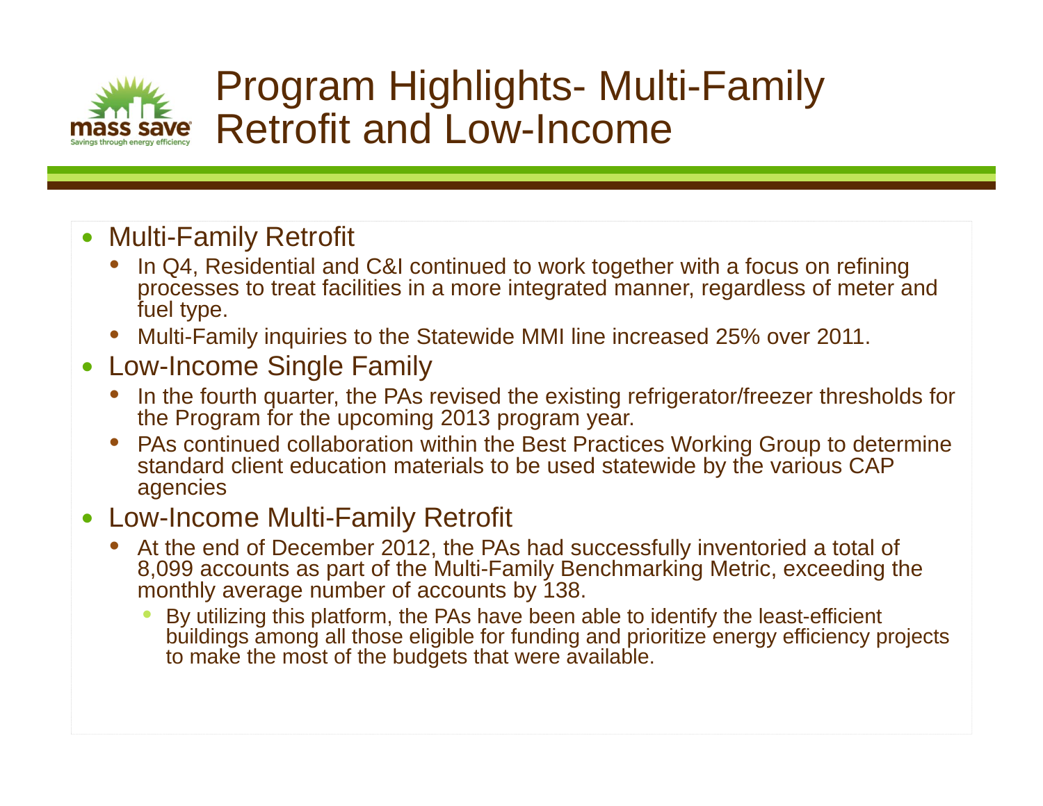# Program Highlights- Multi-Family Retrofit and Low-Income

- Multi-Family Retrofit
  - In Q4, Residential and C&I continued to work together with a focus on refining processes to treat facilities in a more integrated manner, regardless of meter and fuel type.
  - Multi-Family inquiries to the Statewide MMI line increased 25% over 2011.
- Low-Income Single Family
  - In the fourth quarter, the PAs revised the existing refrigerator/freezer thresholds for the Program for the upcoming 2013 program year.
  - PAs continued collaboration within the Best Practices Working Group to determine standard client education materials to be used statewide by the various CAP agencies
- Low-Income Multi-Family Retrofit
  - At the end of December 2012, the PAs had successfully inventoried a total of 8,099 accounts as part of the Multi-Family Benchmarking Metric, exceeding the monthly average number of accounts by 138.
    - By utilizing this platform, the PAs have been able to identify the least-efficient buildings among all those eligible for funding and prioritize energy efficiency projects to make the most of the budgets that were available.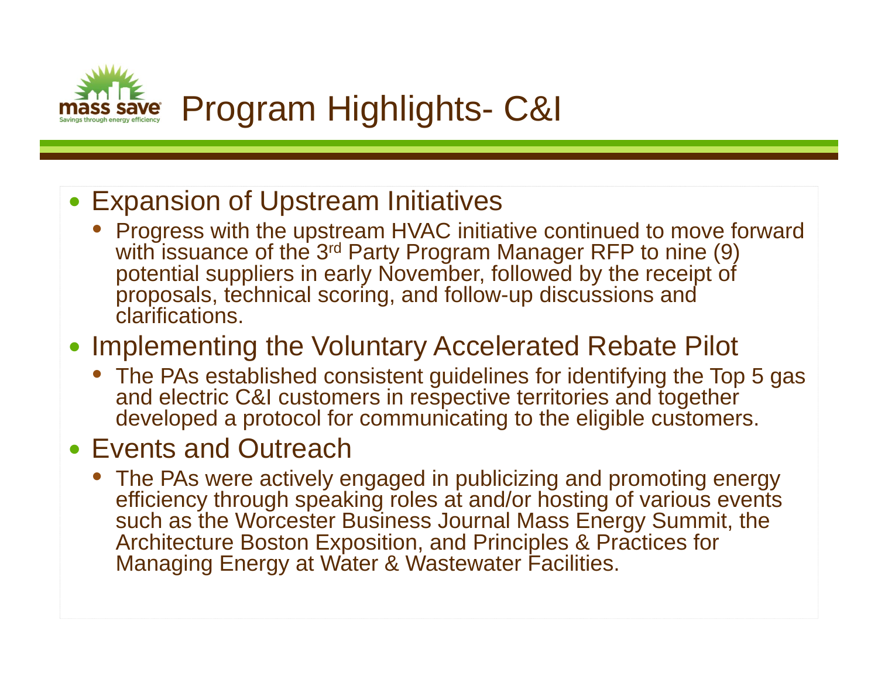# Program Highlights- C&I

- Expansion of Upstream Initiatives
  - Progress with the upstream HVAC initiative continued to move forward with issuance of the 3rd Party Program Manager RFP to nine (9) potential suppliers in early November, followed by the receipt of proposals, technical scoring, and follow-up discussions and clarifications.
- Implementing the Voluntary Accelerated Rebate Pilot
  - The PAs established consistent guidelines for identifying the Top 5 gas and electric C&I customers in respective territories and together developed a protocol for communicating to the eligible customers.
- Events and Outreach
  - The PAs were actively engaged in publicizing and promoting energy efficiency through speaking roles at and/or hosting of various events such as the Worcester Business Journal Mass Energy Summit, the Architecture Boston Exposition, and Principles & Practices for Managing Energy at Water & Wastewater Facilities.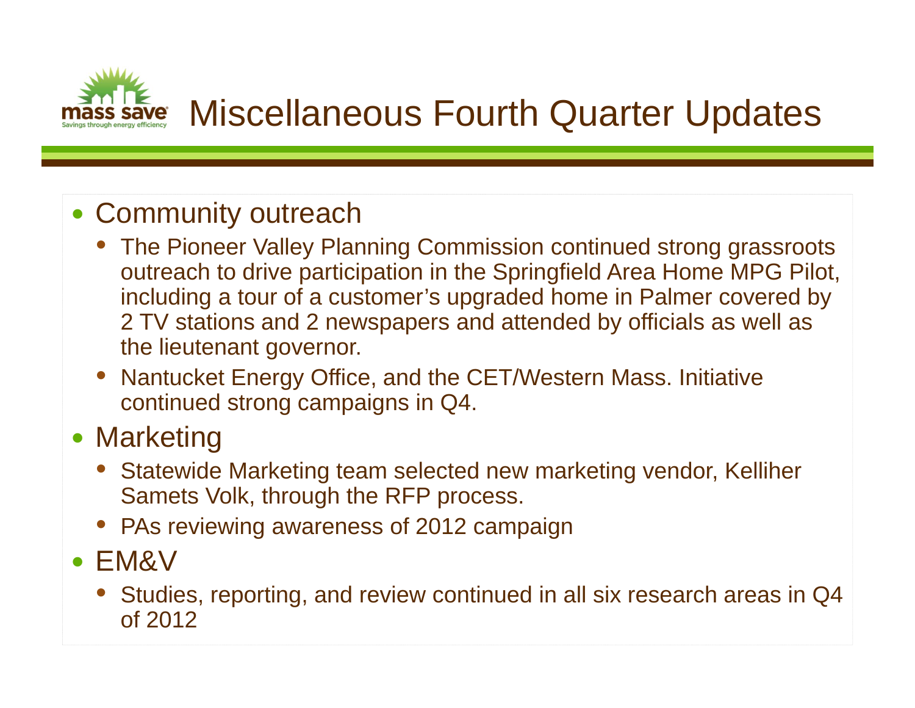# Miscellaneous Fourth Quarter Updates

- Community outreach
  - The Pioneer Valley Planning Commission continued strong grassroots outreach to drive participation in the Springfield Area Home MPG Pilot, including a tour of a customer's upgraded home in Palmer covered by 2 TV stations and 2 newspapers and attended by officials as well as the lieutenant governor.
  - Nantucket Energy Office, and the CET/Western Mass. Initiative continued strong campaigns in Q4.
- Marketing
  - Statewide Marketing team selected new marketing vendor, Kelliher Samets Volk, through the RFP process.
  - PAs reviewing awareness of 2012 campaign
- EM&V
  - Studies, reporting, and review continued in all six research areas in Q4 of 2012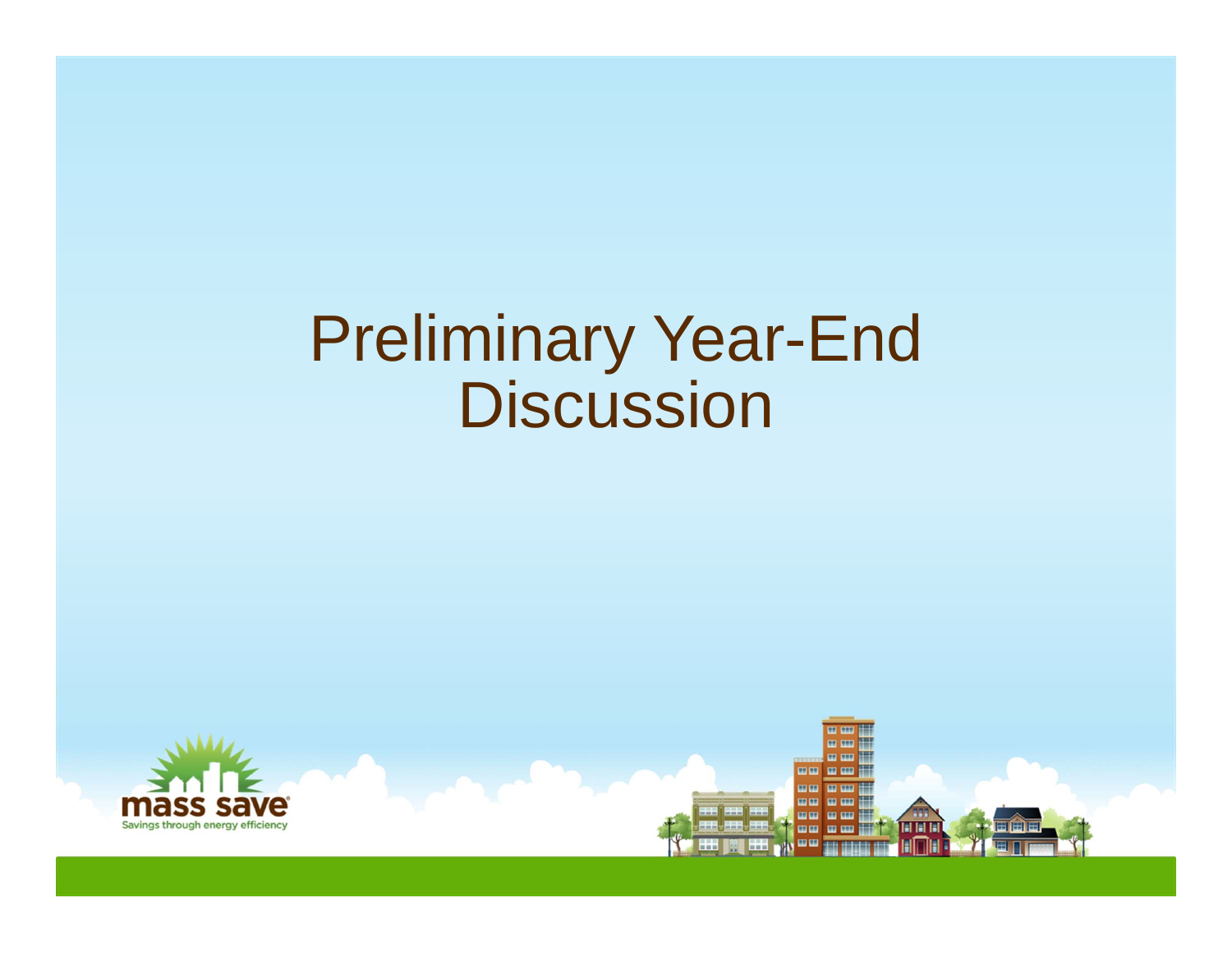# Preliminary Year-End Discussion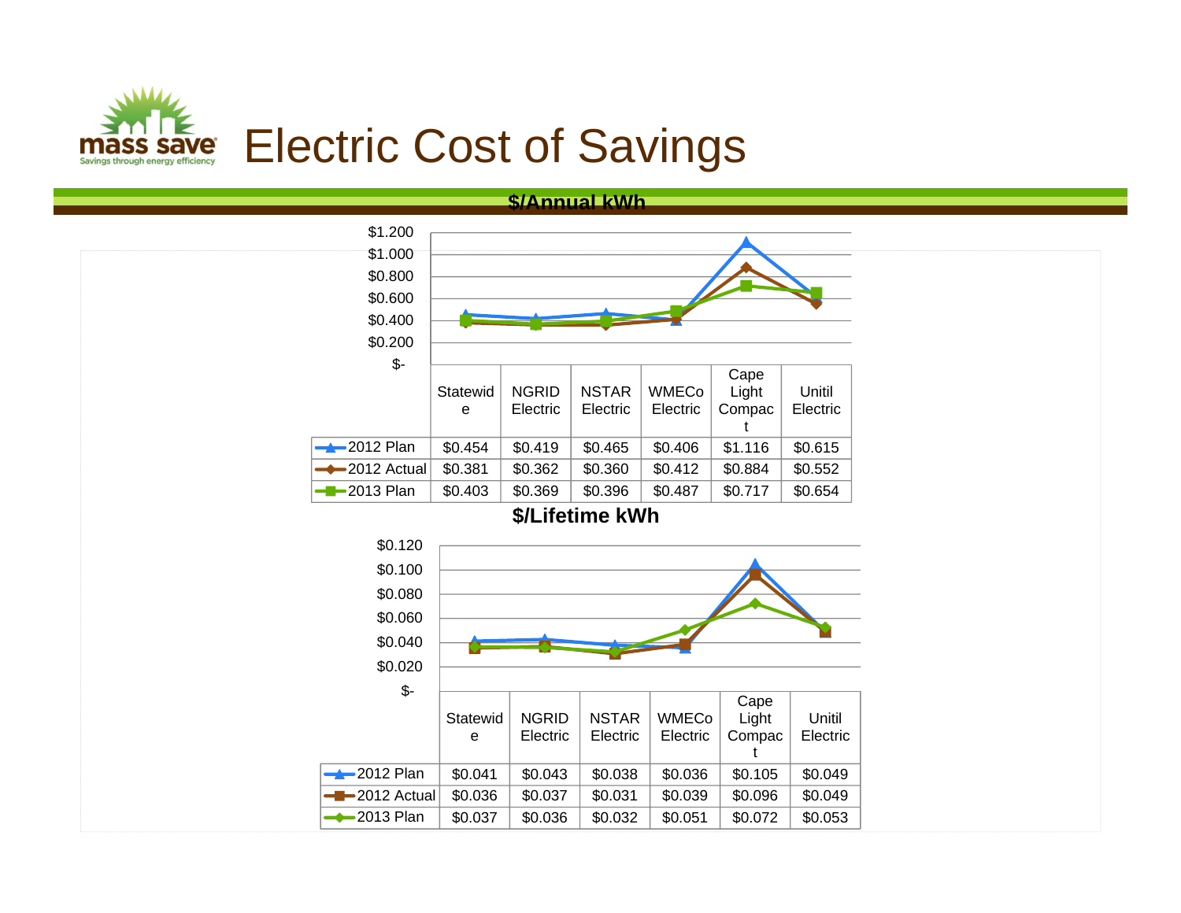# Electric Cost of Savings

## $/Annual kWh

| | Statewide | NGRID Electric | NSTAR Electric | WMECo Electric | Cape Light Compact | Unitil Electric |
|---|---|---|---|---|---|---|
| 2012 Plan | $0.454 | $0.419 | $0.465 | $0.406 | $1.116 | $0.615 |
| 2012 Actual | $0.381 | $0.362 | $0.360 | $0.412 | $0.884 | $0.552 |
| 2013 Plan | $0.403 | $0.369 | $0.396 | $0.487 | $0.717 | $0.654 |

## $/Lifetime kWh

| | Statewide | NGRID Electric | NSTAR Electric | WMECo Electric | Cape Light Compact | Unitil Electric |
|---|---|---|---|---|---|---|
| 2012 Plan | $0.041 | $0.043 | $0.038 | $0.036 | $0.105 | $0.049 |
| 2012 Actual | $0.036 | $0.037 | $0.031 | $0.039 | $0.096 | $0.049 |
| 2013 Plan | $0.037 | $0.036 | $0.032 | $0.051 | $0.072 | $0.053 |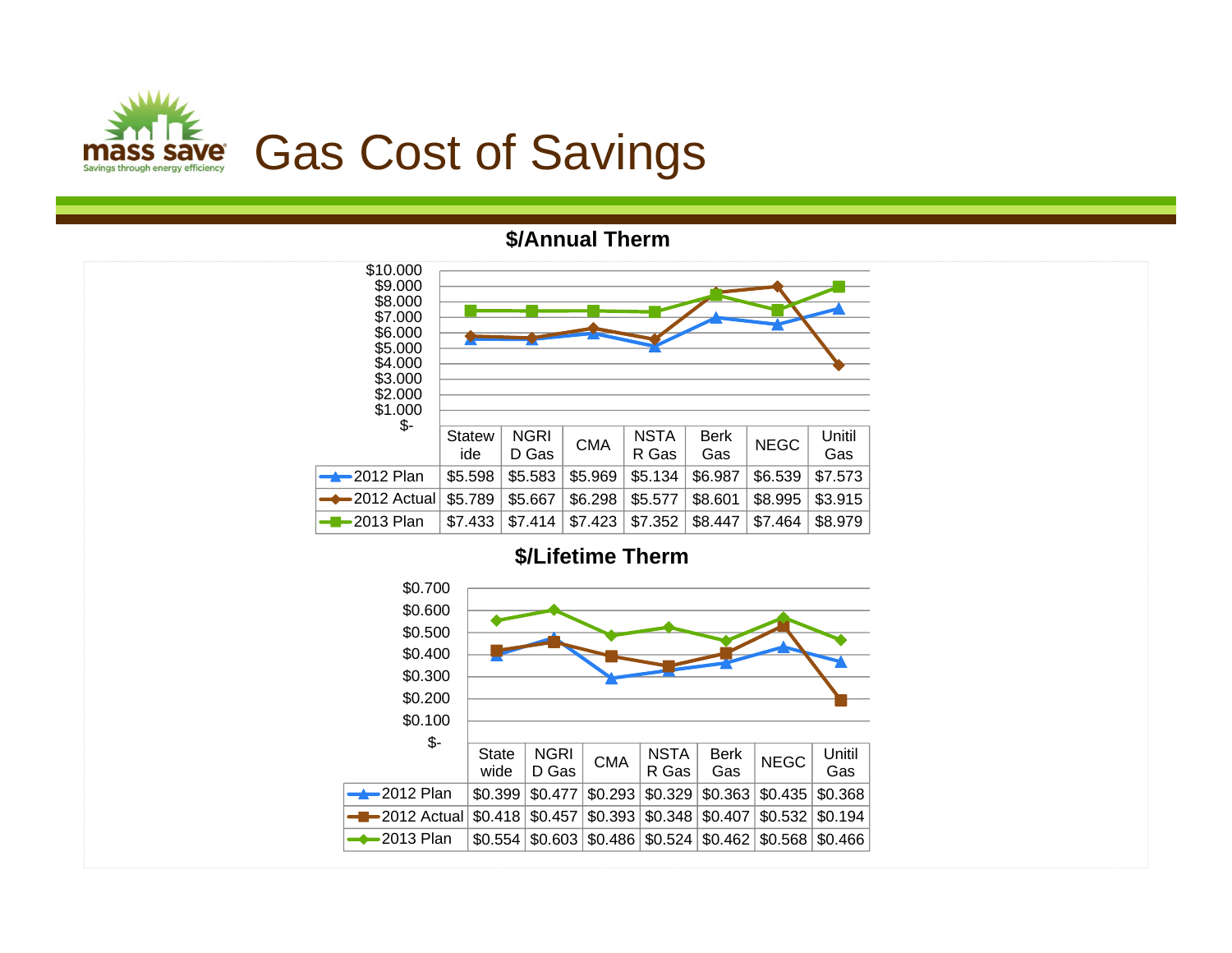# Gas Cost of Savings

## $/Annual Therm

| | Statewide | NGRID Gas | CMA | NSTAR Gas | Berk Gas | NEGC | Unitil Gas |
|---|---|---|---|---|---|---|---|
| 2012 Plan | $5.598 | $5.583 | $5.969 | $5.134 | $6.987 | $6.539 | $7.573 |
| 2012 Actual | $5.789 | $5.667 | $6.298 | $5.577 | $8.601 | $8.995 | $3.915 |
| 2013 Plan | $7.433 | $7.414 | $7.423 | $7.352 | $8.447 | $7.464 | $8.979 |

## $/Lifetime Therm

| | State wide | NGRID Gas | CMA | NSTAR Gas | Berk Gas | NEGC | Unitil Gas |
|---|---|---|---|---|---|---|---|
| 2012 Plan | $0.399 | $0.477 | $0.293 | $0.329 | $0.363 | $0.435 | $0.368 |
| 2012 Actual | $0.418 | $0.457 | $0.393 | $0.348 | $0.407 | $0.532 | $0.194 |
| 2013 Plan | $0.554 | $0.603 | $0.486 | $0.524 | $0.462 | $0.568 | $0.466 |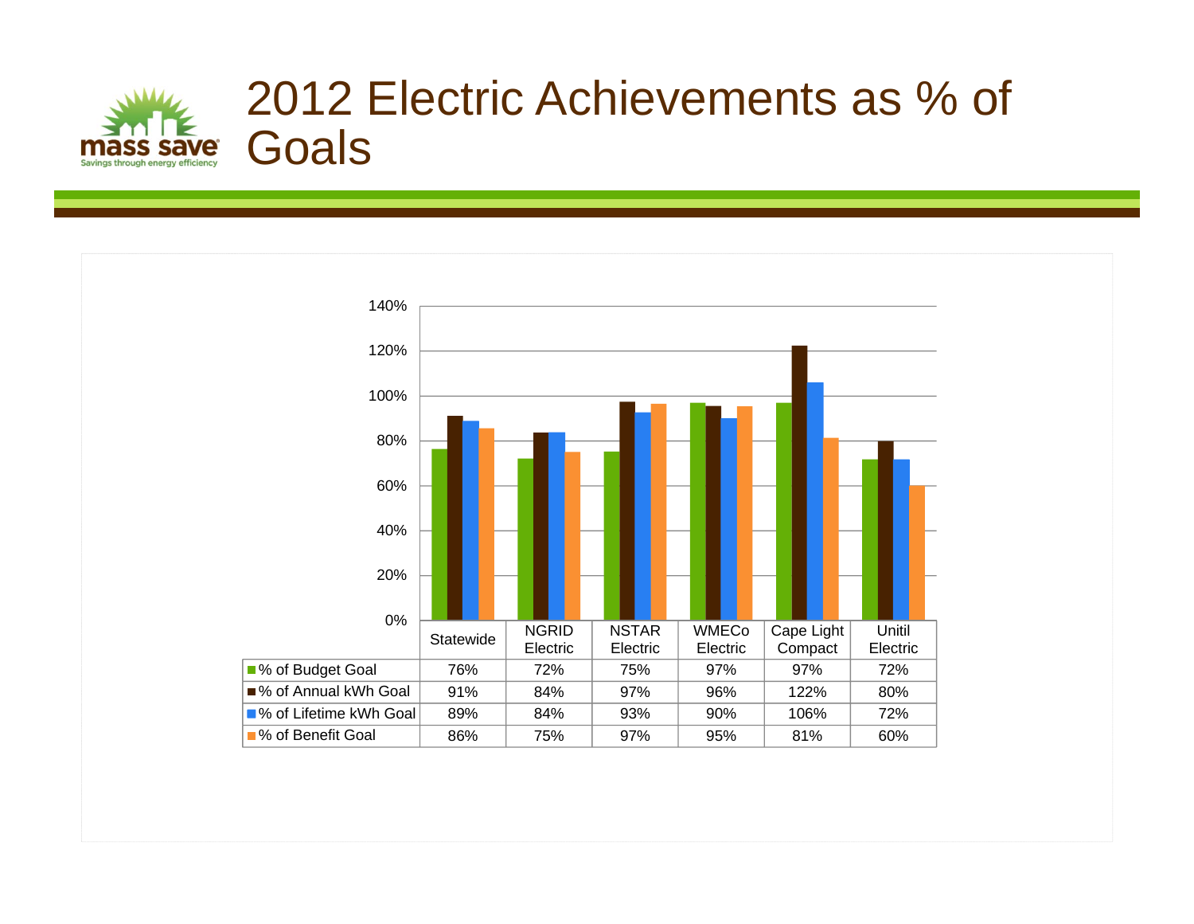# 2012 Electric Achievements as % of Goals

| | Statewide | NGRID Electric | NSTAR Electric | WMECo Electric | Cape Light Compact | Unitil Electric |
|---|---|---|---|---|---|---|
| % of Budget Goal | 76% | 72% | 75% | 97% | 97% | 72% |
| % of Annual kWh Goal | 91% | 84% | 97% | 96% | 122% | 80% |
| % of Lifetime kWh Goal | 89% | 84% | 93% | 90% | 106% | 72% |
| % of Benefit Goal | 86% | 75% | 97% | 95% | 81% | 60% |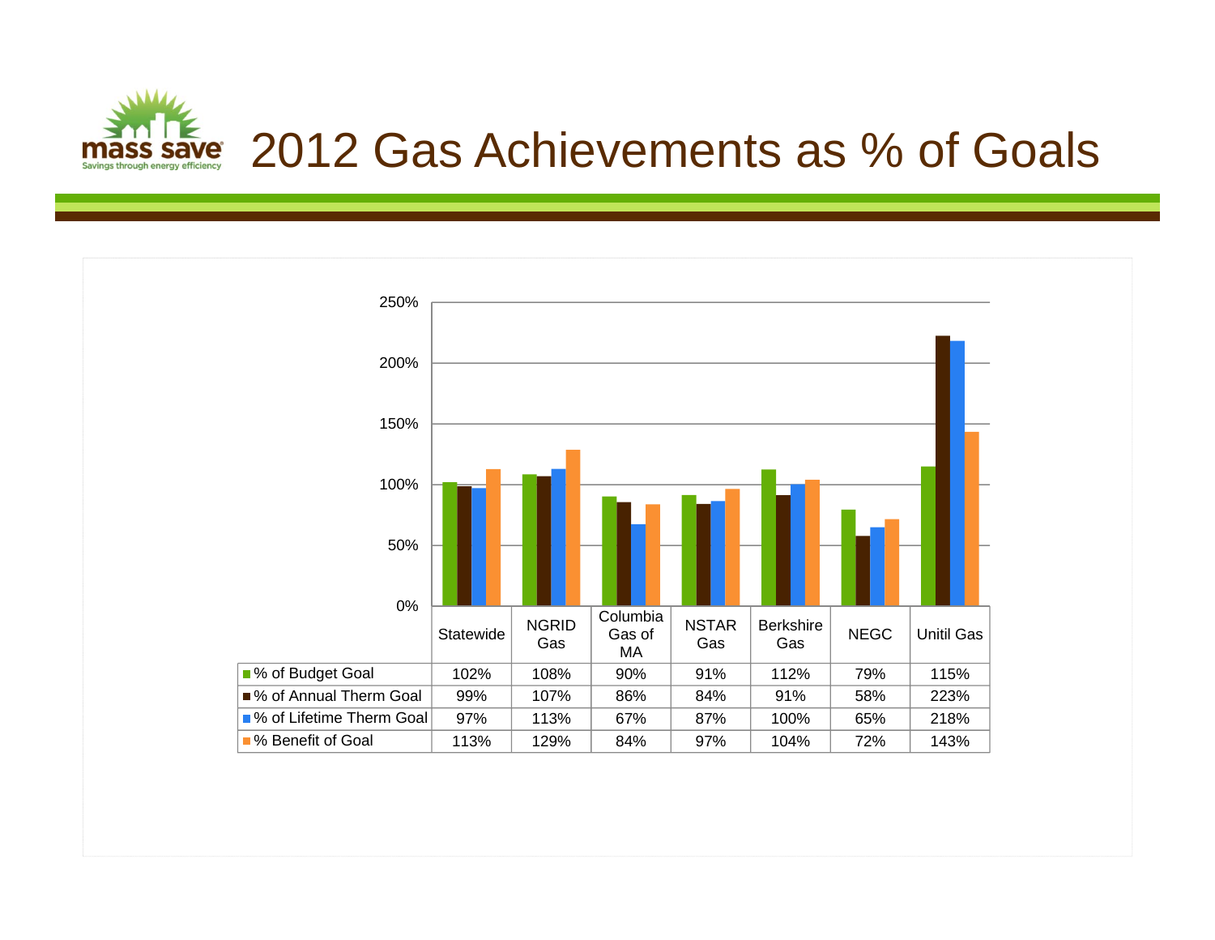# 2012 Gas Achievements as % of Goals

mass save

Savings through energy efficiency

250%
200%
150%
100%
50%
0%

| | Statewide | NGRID Gas | Columbia Gas of MA | NSTAR Gas | Berkshire Gas | NEGC | Unitil Gas |
|---|---|---|---|---|---|---|---|
| % of Budget Goal | 102% | 108% | 90% | 91% | 112% | 79% | 115% |
| % of Annual Therm Goal | 99% | 107% | 86% | 84% | 91% | 58% | 223% |
| % of Lifetime Therm Goal | 97% | 113% | 67% | 87% | 100% | 65% | 218% |
| % Benefit of Goal | 113% | 129% | 84% | 97% | 104% | 72% | 143% |